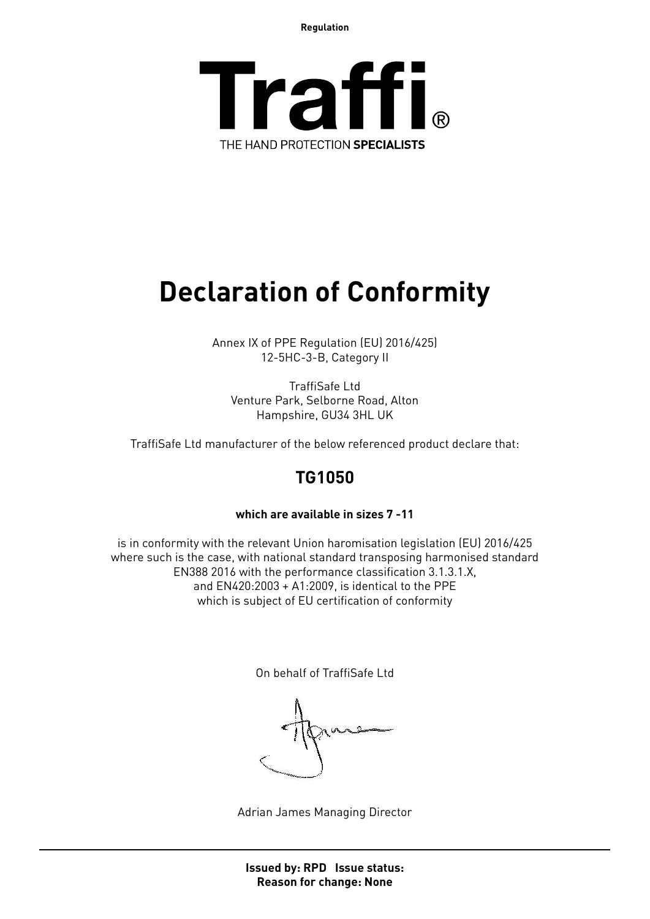Regulation

# Traffi®

THE HAND PROTECTION **SPECIALISTS**

# Declaration of Conformity

Annex IX of PPE Regulation (EU) 2016/425)
12-5HC-3-B, Category II

TraffiSafe Ltd
Venture Park, Selborne Road, Alton
Hampshire, GU34 3HL UK

TraffiSafe Ltd manufacturer of the below referenced product declare that:

## TG1050

**which are available in sizes 7 -11**

is in conformity with the relevant Union haromisation legislation (EU) 2016/425
where such is the case, with national standard transposing harmonised standard
EN388 2016 with the performance classification 3.1.3.1.X,
and EN420:2003 + A1:2009, is identical to the PPE
which is subject of EU certification of conformity

On behalf of TraffiSafe Ltd

Adrian James Managing Director

**Issued by: RPD Issue status:**
**Reason for change: None**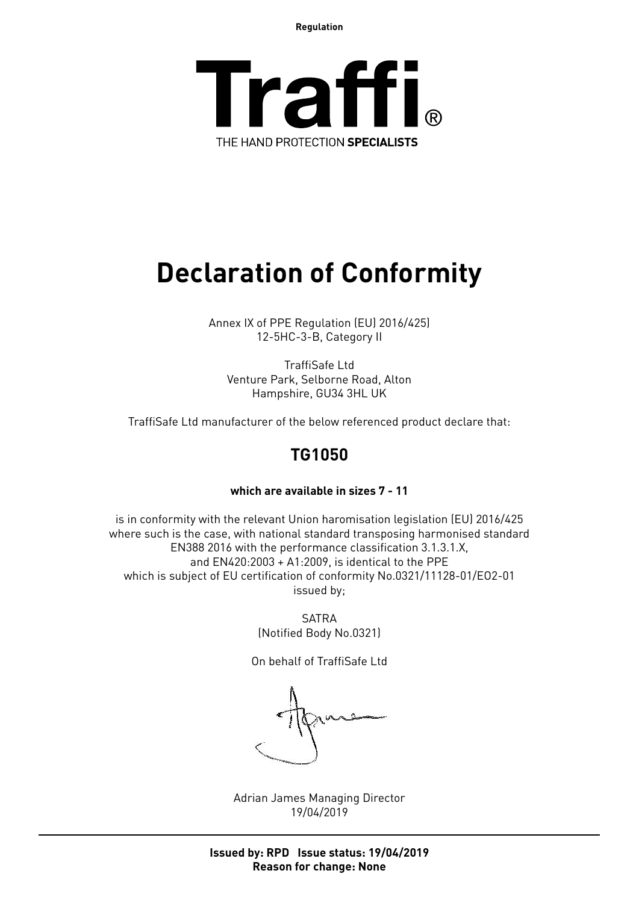Regulation

**Traffi®**

THE HAND PROTECTION **SPECIALISTS**

# Declaration of Conformity

Annex IX of PPE Regulation (EU) 2016/425)
12-5HC-3-B, Category II

TraffiSafe Ltd
Venture Park, Selborne Road, Alton
Hampshire, GU34 3HL UK

TraffiSafe Ltd manufacturer of the below referenced product declare that:

## TG1050

**which are available in sizes 7 - 11**

is in conformity with the relevant Union haromisation legislation (EU) 2016/425
where such is the case, with national standard transposing harmonised standard
EN388 2016 with the performance classification 3.1.3.1.X,
and EN420:2003 + A1:2009, is identical to the PPE
which is subject of EU certification of conformity No.0321/11128-01/EO2-01
issued by;

SATRA
(Notified Body No.0321)

On behalf of TraffiSafe Ltd

Adrian James Managing Director
19/04/2019

**Issued by: RPD Issue status: 19/04/2019**
**Reason for change: None**